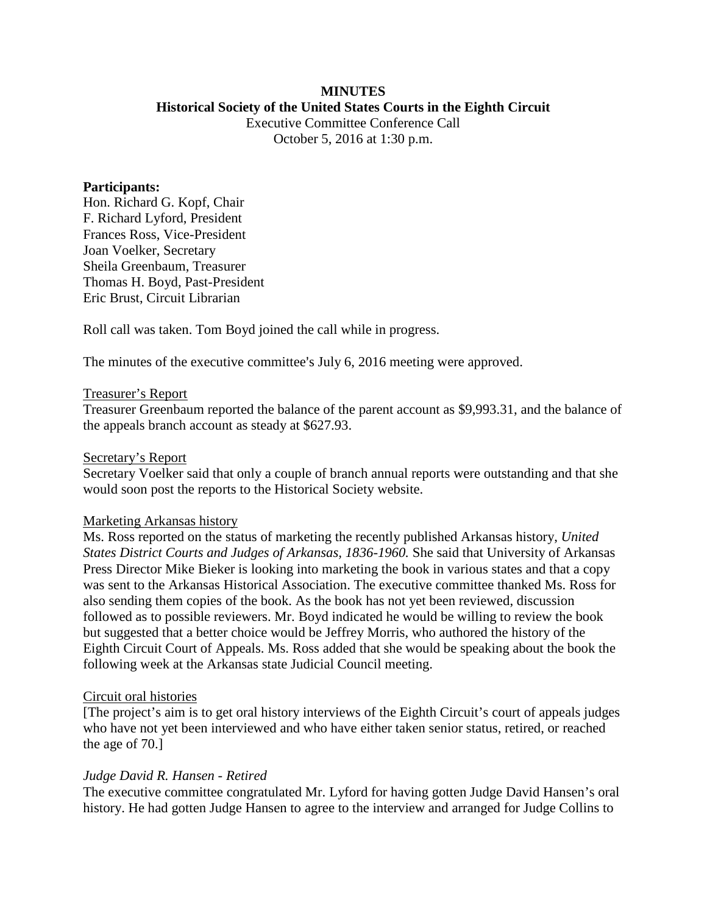**MINUTES**
**Historical Society of the United States Courts in the Eighth Circuit**
Executive Committee Conference Call
October 5, 2016 at 1:30 p.m.

**Participants:**
Hon. Richard G. Kopf, Chair
F. Richard Lyford, President
Frances Ross, Vice-President
Joan Voelker, Secretary
Sheila Greenbaum, Treasurer
Thomas H. Boyd, Past-President
Eric Brust, Circuit Librarian

Roll call was taken. Tom Boyd joined the call while in progress.

The minutes of the executive committee's July 6, 2016 meeting were approved.

<u>Treasurer's Report</u>
Treasurer Greenbaum reported the balance of the parent account as $9,993.31, and the balance of the appeals branch account as steady at $627.93.

<u>Secretary's Report</u>
Secretary Voelker said that only a couple of branch annual reports were outstanding and that she would soon post the reports to the Historical Society website.

<u>Marketing Arkansas history</u>
Ms. Ross reported on the status of marketing the recently published Arkansas history, *United States District Courts and Judges of Arkansas, 1836-1960.* She said that University of Arkansas Press Director Mike Bieker is looking into marketing the book in various states and that a copy was sent to the Arkansas Historical Association. The executive committee thanked Ms. Ross for also sending them copies of the book. As the book has not yet been reviewed, discussion followed as to possible reviewers. Mr. Boyd indicated he would be willing to review the book but suggested that a better choice would be Jeffrey Morris, who authored the history of the Eighth Circuit Court of Appeals. Ms. Ross added that she would be speaking about the book the following week at the Arkansas state Judicial Council meeting.

<u>Circuit oral histories</u>
[The project's aim is to get oral history interviews of the Eighth Circuit's court of appeals judges who have not yet been interviewed and who have either taken senior status, retired, or reached the age of 70.]

*Judge David R. Hansen - Retired*
The executive committee congratulated Mr. Lyford for having gotten Judge David Hansen's oral history. He had gotten Judge Hansen to agree to the interview and arranged for Judge Collins to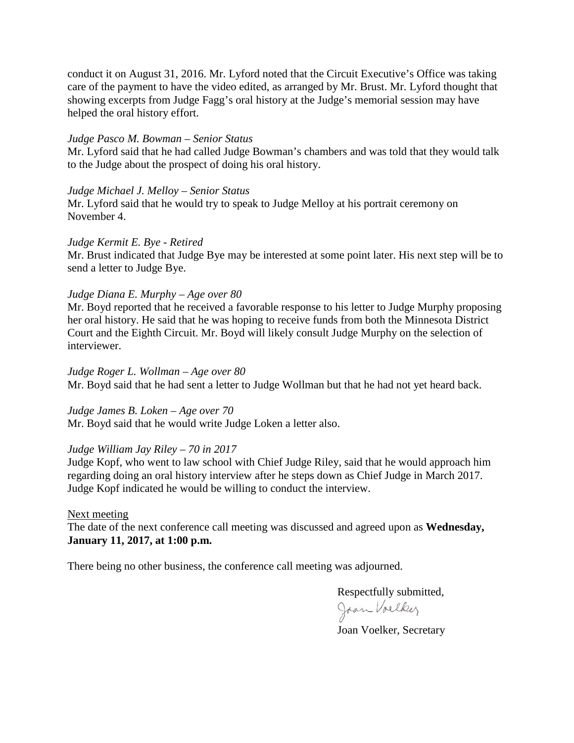conduct it on August 31, 2016. Mr. Lyford noted that the Circuit Executive's Office was taking care of the payment to have the video edited, as arranged by Mr. Brust. Mr. Lyford thought that showing excerpts from Judge Fagg's oral history at the Judge's memorial session may have helped the oral history effort.

*Judge Pasco M. Bowman – Senior Status*
Mr. Lyford said that he had called Judge Bowman's chambers and was told that they would talk to the Judge about the prospect of doing his oral history.

*Judge Michael J. Melloy – Senior Status*
Mr. Lyford said that he would try to speak to Judge Melloy at his portrait ceremony on November 4.

*Judge Kermit E. Bye - Retired*
Mr. Brust indicated that Judge Bye may be interested at some point later. His next step will be to send a letter to Judge Bye.

*Judge Diana E. Murphy – Age over 80*
Mr. Boyd reported that he received a favorable response to his letter to Judge Murphy proposing her oral history. He said that he was hoping to receive funds from both the Minnesota District Court and the Eighth Circuit. Mr. Boyd will likely consult Judge Murphy on the selection of interviewer.

*Judge Roger L. Wollman – Age over 80*
Mr. Boyd said that he had sent a letter to Judge Wollman but that he had not yet heard back.

*Judge James B. Loken – Age over 70*
Mr. Boyd said that he would write Judge Loken a letter also.

*Judge William Jay Riley – 70 in 2017*
Judge Kopf, who went to law school with Chief Judge Riley, said that he would approach him regarding doing an oral history interview after he steps down as Chief Judge in March 2017. Judge Kopf indicated he would be willing to conduct the interview.

<u>Next meeting</u>
The date of the next conference call meeting was discussed and agreed upon as **Wednesday, January 11, 2017, at 1:00 p.m.**

There being no other business, the conference call meeting was adjourned.

Respectfully submitted,

Joan Voelker

Joan Voelker, Secretary